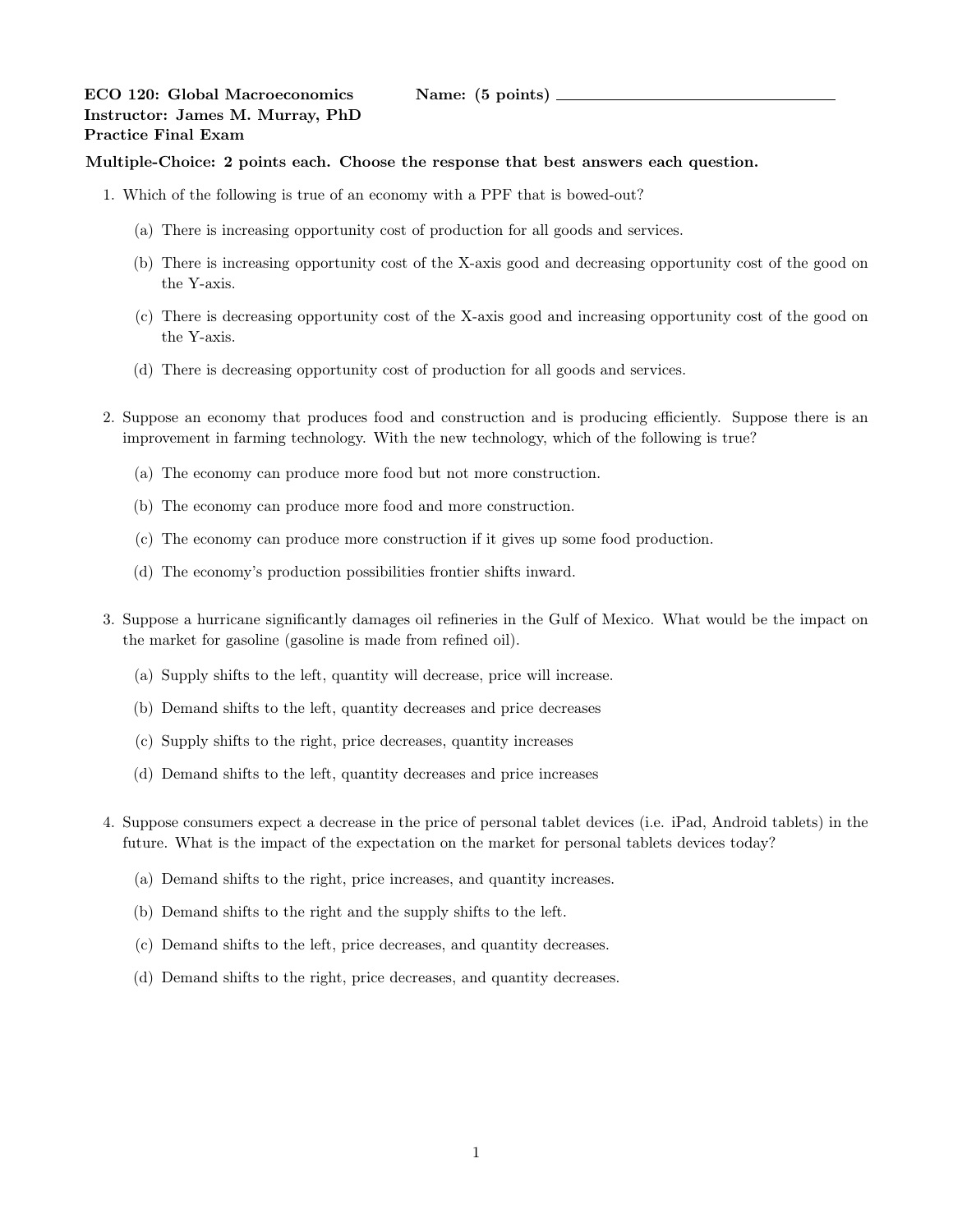**ECO 120: Global Macroeconomics** **Name: (5 points)** ____________________

**Instructor: James M. Murray, PhD**

**Practice Final Exam**

**Multiple-Choice: 2 points each. Choose the response that best answers each question.**

1. Which of the following is true of an economy with a PPF that is bowed-out?

   (a) There is increasing opportunity cost of production for all goods and services.

   (b) There is increasing opportunity cost of the X-axis good and decreasing opportunity cost of the good on the Y-axis.

   (c) There is decreasing opportunity cost of the X-axis good and increasing opportunity cost of the good on the Y-axis.

   (d) There is decreasing opportunity cost of production for all goods and services.

2. Suppose an economy that produces food and construction and is producing efficiently. Suppose there is an improvement in farming technology. With the new technology, which of the following is true?

   (a) The economy can produce more food but not more construction.

   (b) The economy can produce more food and more construction.

   (c) The economy can produce more construction if it gives up some food production.

   (d) The economy's production possibilities frontier shifts inward.

3. Suppose a hurricane significantly damages oil refineries in the Gulf of Mexico. What would be the impact on the market for gasoline (gasoline is made from refined oil).

   (a) Supply shifts to the left, quantity will decrease, price will increase.

   (b) Demand shifts to the left, quantity decreases and price decreases

   (c) Supply shifts to the right, price decreases, quantity increases

   (d) Demand shifts to the left, quantity decreases and price increases

4. Suppose consumers expect a decrease in the price of personal tablet devices (i.e. iPad, Android tablets) in the future. What is the impact of the expectation on the market for personal tablets devices today?

   (a) Demand shifts to the right, price increases, and quantity increases.

   (b) Demand shifts to the right and the supply shifts to the left.

   (c) Demand shifts to the left, price decreases, and quantity decreases.

   (d) Demand shifts to the right, price decreases, and quantity decreases.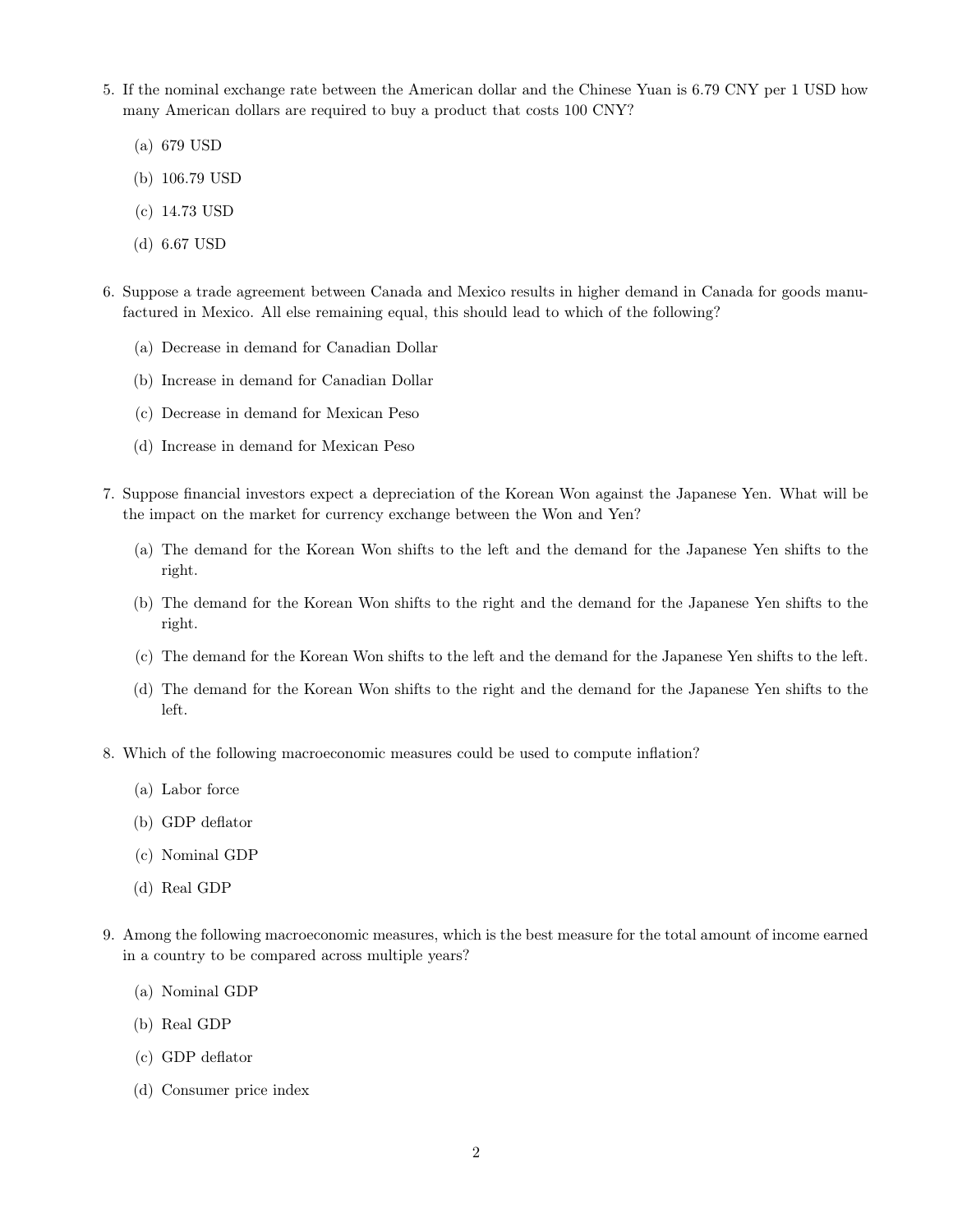5. If the nominal exchange rate between the American dollar and the Chinese Yuan is 6.79 CNY per 1 USD how many American dollars are required to buy a product that costs 100 CNY?

   (a) 679 USD

   (b) 106.79 USD

   (c) 14.73 USD

   (d) 6.67 USD

6. Suppose a trade agreement between Canada and Mexico results in higher demand in Canada for goods manufactured in Mexico. All else remaining equal, this should lead to which of the following?

   (a) Decrease in demand for Canadian Dollar

   (b) Increase in demand for Canadian Dollar

   (c) Decrease in demand for Mexican Peso

   (d) Increase in demand for Mexican Peso

7. Suppose financial investors expect a depreciation of the Korean Won against the Japanese Yen. What will be the impact on the market for currency exchange between the Won and Yen?

   (a) The demand for the Korean Won shifts to the left and the demand for the Japanese Yen shifts to the right.

   (b) The demand for the Korean Won shifts to the right and the demand for the Japanese Yen shifts to the right.

   (c) The demand for the Korean Won shifts to the left and the demand for the Japanese Yen shifts to the left.

   (d) The demand for the Korean Won shifts to the right and the demand for the Japanese Yen shifts to the left.

8. Which of the following macroeconomic measures could be used to compute inflation?

   (a) Labor force

   (b) GDP deflator

   (c) Nominal GDP

   (d) Real GDP

9. Among the following macroeconomic measures, which is the best measure for the total amount of income earned in a country to be compared across multiple years?

   (a) Nominal GDP

   (b) Real GDP

   (c) GDP deflator

   (d) Consumer price index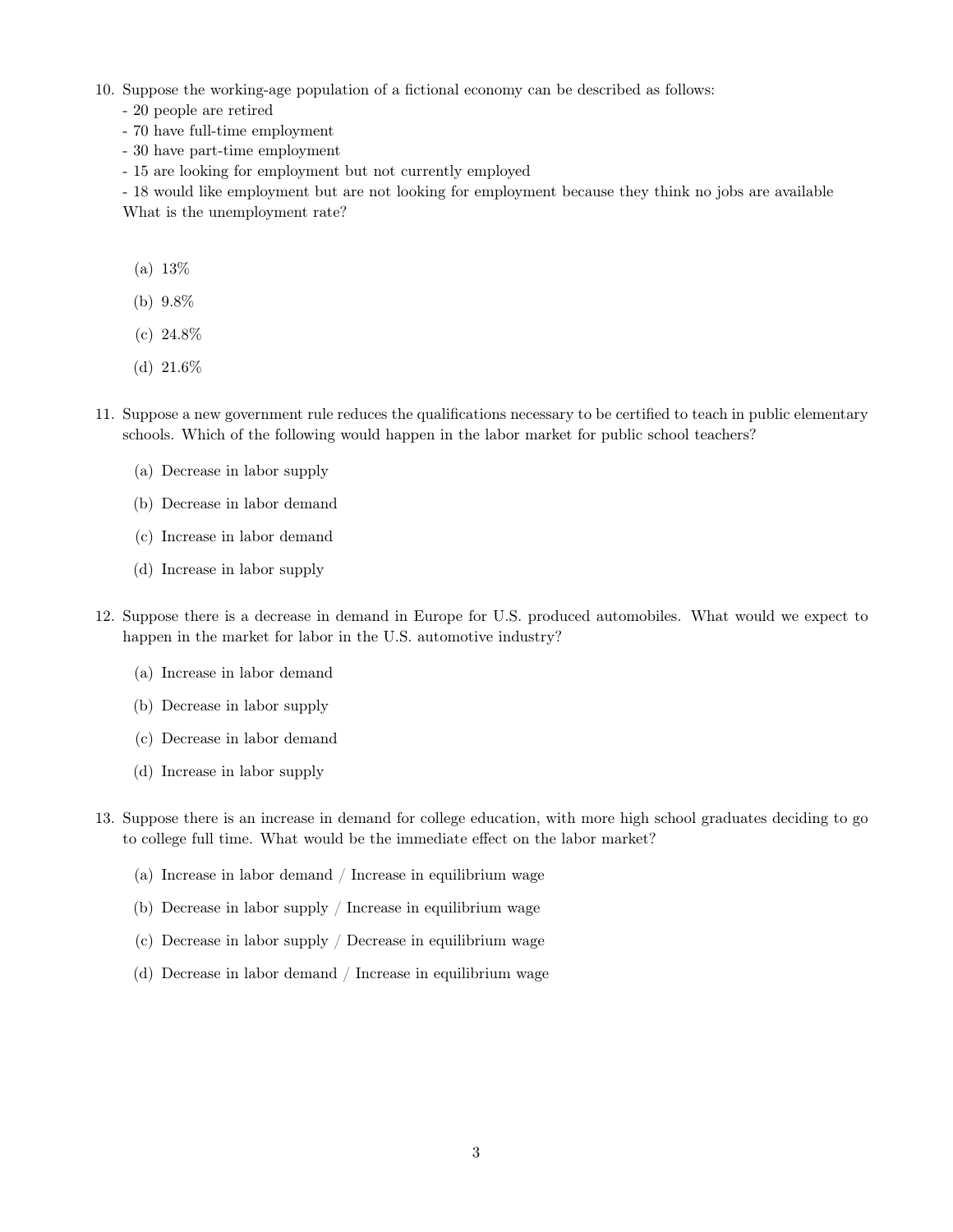10. Suppose the working-age population of a fictional economy can be described as follows:
    - 20 people are retired
    - 70 have full-time employment
    - 30 have part-time employment
    - 15 are looking for employment but not currently employed
    - 18 would like employment but are not looking for employment because they think no jobs are available

    What is the unemployment rate?

    (a) 13%

    (b) 9.8%

    (c) 24.8%

    (d) 21.6%

11. Suppose a new government rule reduces the qualifications necessary to be certified to teach in public elementary schools. Which of the following would happen in the labor market for public school teachers?

    (a) Decrease in labor supply

    (b) Decrease in labor demand

    (c) Increase in labor demand

    (d) Increase in labor supply

12. Suppose there is a decrease in demand in Europe for U.S. produced automobiles. What would we expect to happen in the market for labor in the U.S. automotive industry?

    (a) Increase in labor demand

    (b) Decrease in labor supply

    (c) Decrease in labor demand

    (d) Increase in labor supply

13. Suppose there is an increase in demand for college education, with more high school graduates deciding to go to college full time. What would be the immediate effect on the labor market?

    (a) Increase in labor demand / Increase in equilibrium wage

    (b) Decrease in labor supply / Increase in equilibrium wage

    (c) Decrease in labor supply / Decrease in equilibrium wage

    (d) Decrease in labor demand / Increase in equilibrium wage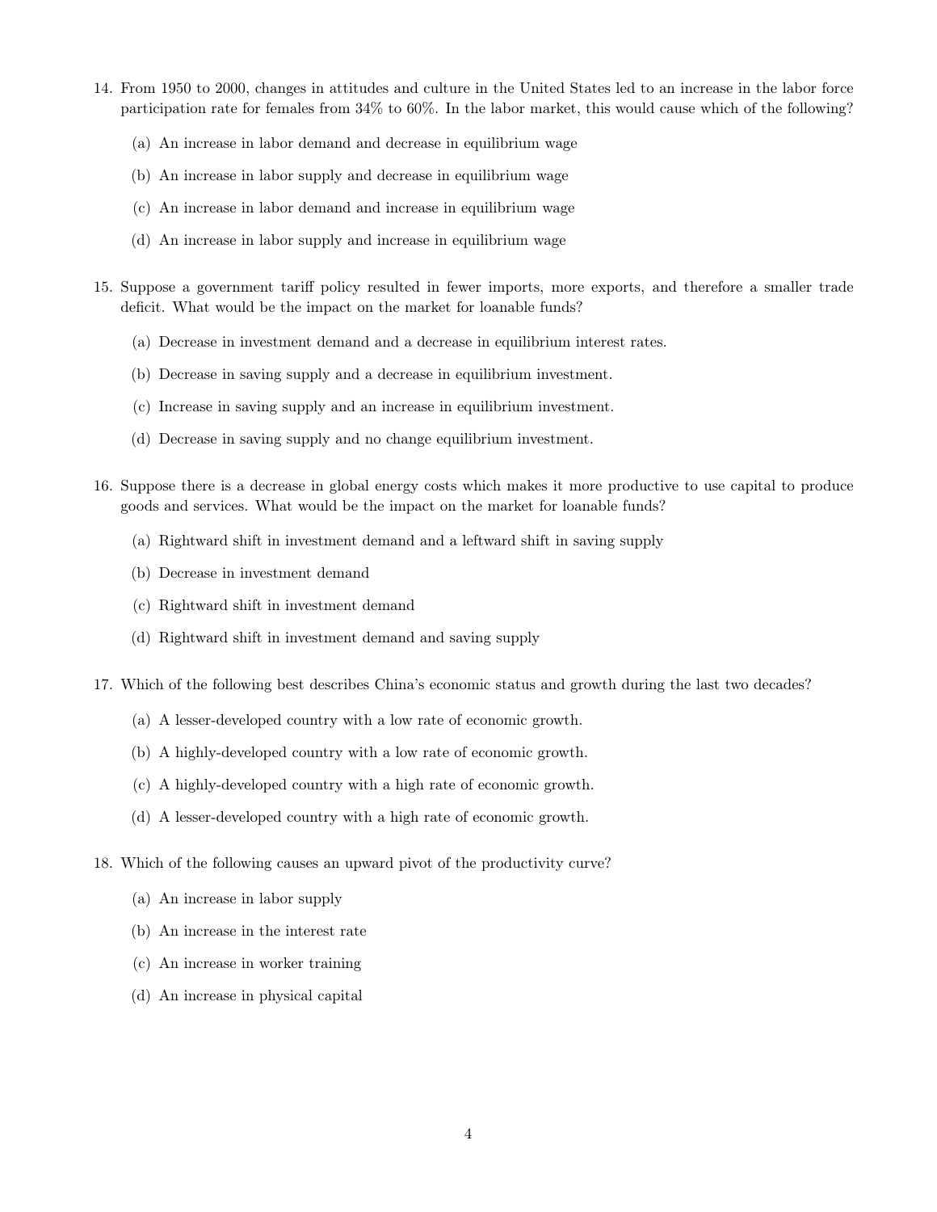14. From 1950 to 2000, changes in attitudes and culture in the United States led to an increase in the labor force participation rate for females from 34% to 60%. In the labor market, this would cause which of the following?

    (a) An increase in labor demand and decrease in equilibrium wage

    (b) An increase in labor supply and decrease in equilibrium wage

    (c) An increase in labor demand and increase in equilibrium wage

    (d) An increase in labor supply and increase in equilibrium wage

15. Suppose a government tariff policy resulted in fewer imports, more exports, and therefore a smaller trade deficit. What would be the impact on the market for loanable funds?

    (a) Decrease in investment demand and a decrease in equilibrium interest rates.

    (b) Decrease in saving supply and a decrease in equilibrium investment.

    (c) Increase in saving supply and an increase in equilibrium investment.

    (d) Decrease in saving supply and no change equilibrium investment.

16. Suppose there is a decrease in global energy costs which makes it more productive to use capital to produce goods and services. What would be the impact on the market for loanable funds?

    (a) Rightward shift in investment demand and a leftward shift in saving supply

    (b) Decrease in investment demand

    (c) Rightward shift in investment demand

    (d) Rightward shift in investment demand and saving supply

17. Which of the following best describes China's economic status and growth during the last two decades?

    (a) A lesser-developed country with a low rate of economic growth.

    (b) A highly-developed country with a low rate of economic growth.

    (c) A highly-developed country with a high rate of economic growth.

    (d) A lesser-developed country with a high rate of economic growth.

18. Which of the following causes an upward pivot of the productivity curve?

    (a) An increase in labor supply

    (b) An increase in the interest rate

    (c) An increase in worker training

    (d) An increase in physical capital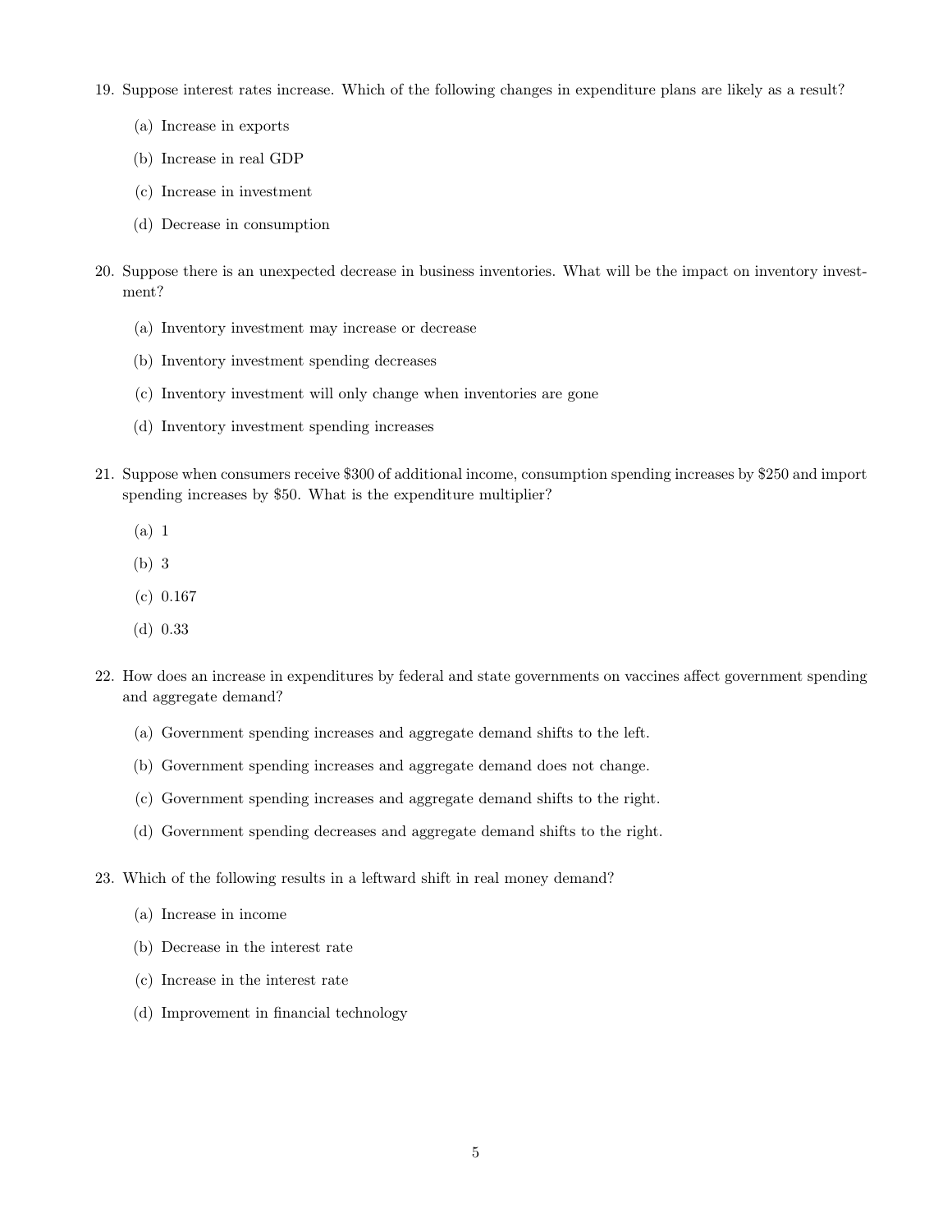19. Suppose interest rates increase. Which of the following changes in expenditure plans are likely as a result?

    (a) Increase in exports

    (b) Increase in real GDP

    (c) Increase in investment

    (d) Decrease in consumption

20. Suppose there is an unexpected decrease in business inventories. What will be the impact on inventory investment?

    (a) Inventory investment may increase or decrease

    (b) Inventory investment spending decreases

    (c) Inventory investment will only change when inventories are gone

    (d) Inventory investment spending increases

21. Suppose when consumers receive $300 of additional income, consumption spending increases by $250 and import spending increases by $50. What is the expenditure multiplier?

    (a) 1

    (b) 3

    (c) 0.167

    (d) 0.33

22. How does an increase in expenditures by federal and state governments on vaccines affect government spending and aggregate demand?

    (a) Government spending increases and aggregate demand shifts to the left.

    (b) Government spending increases and aggregate demand does not change.

    (c) Government spending increases and aggregate demand shifts to the right.

    (d) Government spending decreases and aggregate demand shifts to the right.

23. Which of the following results in a leftward shift in real money demand?

    (a) Increase in income

    (b) Decrease in the interest rate

    (c) Increase in the interest rate

    (d) Improvement in financial technology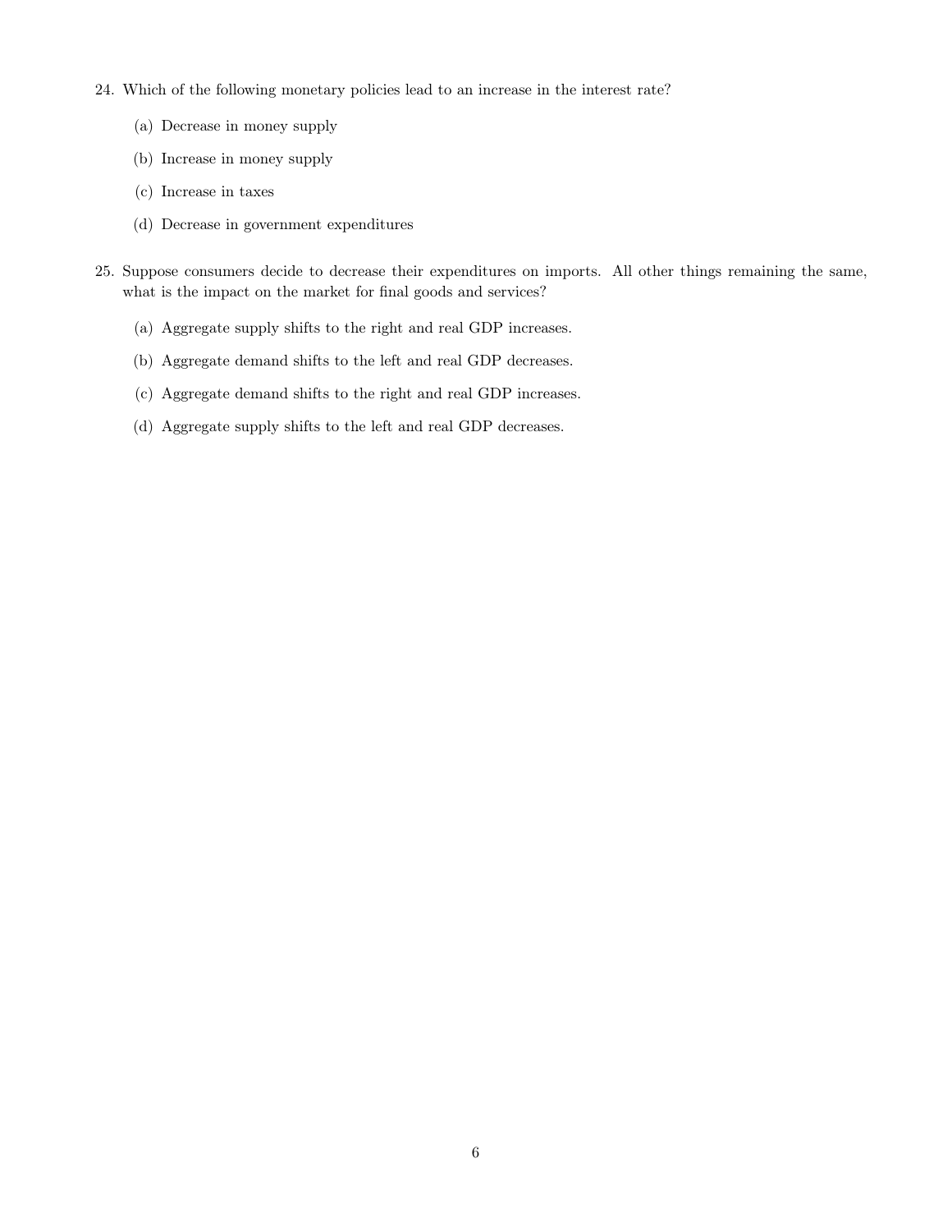24. Which of the following monetary policies lead to an increase in the interest rate?

    (a) Decrease in money supply

    (b) Increase in money supply

    (c) Increase in taxes

    (d) Decrease in government expenditures

25. Suppose consumers decide to decrease their expenditures on imports. All other things remaining the same, what is the impact on the market for final goods and services?

    (a) Aggregate supply shifts to the right and real GDP increases.

    (b) Aggregate demand shifts to the left and real GDP decreases.

    (c) Aggregate demand shifts to the right and real GDP increases.

    (d) Aggregate supply shifts to the left and real GDP decreases.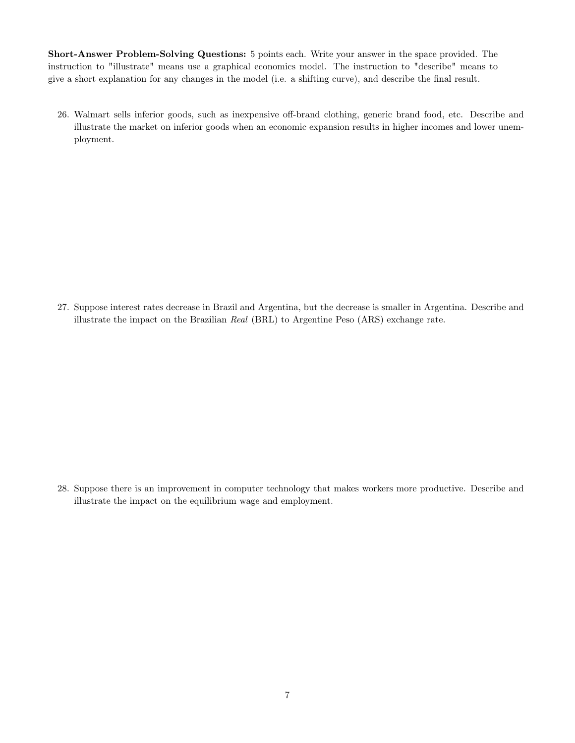**Short-Answer Problem-Solving Questions:** 5 points each. Write your answer in the space provided. The instruction to "illustrate" means use a graphical economics model. The instruction to "describe" means to give a short explanation for any changes in the model (i.e. a shifting curve), and describe the final result.

26. Walmart sells inferior goods, such as inexpensive off-brand clothing, generic brand food, etc. Describe and illustrate the market on inferior goods when an economic expansion results in higher incomes and lower unemployment.

27. Suppose interest rates decrease in Brazil and Argentina, but the decrease is smaller in Argentina. Describe and illustrate the impact on the Brazilian *Real* (BRL) to Argentine Peso (ARS) exchange rate.

28. Suppose there is an improvement in computer technology that makes workers more productive. Describe and illustrate the impact on the equilibrium wage and employment.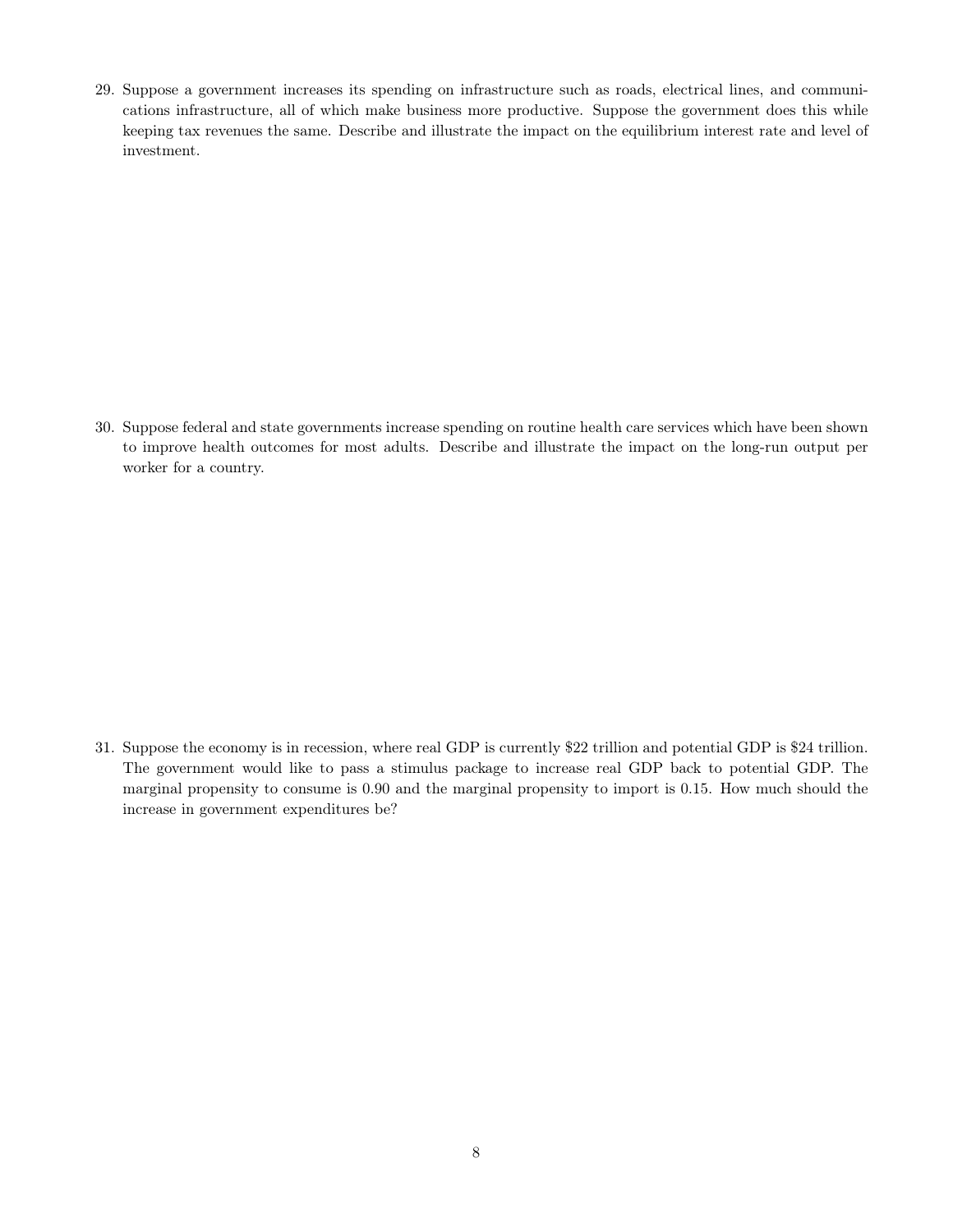29. Suppose a government increases its spending on infrastructure such as roads, electrical lines, and communications infrastructure, all of which make business more productive. Suppose the government does this while keeping tax revenues the same. Describe and illustrate the impact on the equilibrium interest rate and level of investment.

30. Suppose federal and state governments increase spending on routine health care services which have been shown to improve health outcomes for most adults. Describe and illustrate the impact on the long-run output per worker for a country.

31. Suppose the economy is in recession, where real GDP is currently $22 trillion and potential GDP is $24 trillion. The government would like to pass a stimulus package to increase real GDP back to potential GDP. The marginal propensity to consume is 0.90 and the marginal propensity to import is 0.15. How much should the increase in government expenditures be?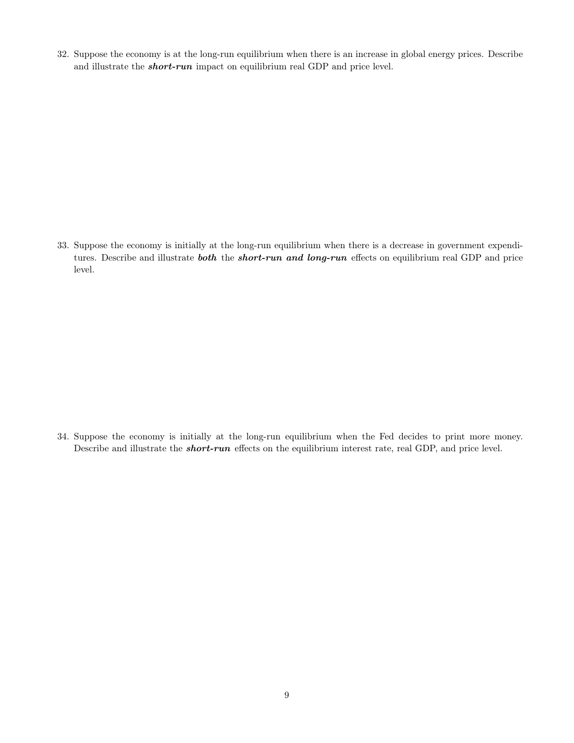32. Suppose the economy is at the long-run equilibrium when there is an increase in global energy prices. Describe and illustrate the ***short-run*** impact on equilibrium real GDP and price level.

33. Suppose the economy is initially at the long-run equilibrium when there is a decrease in government expenditures. Describe and illustrate ***both*** the ***short-run and long-run*** effects on equilibrium real GDP and price level.

34. Suppose the economy is initially at the long-run equilibrium when the Fed decides to print more money. Describe and illustrate the ***short-run*** effects on the equilibrium interest rate, real GDP, and price level.